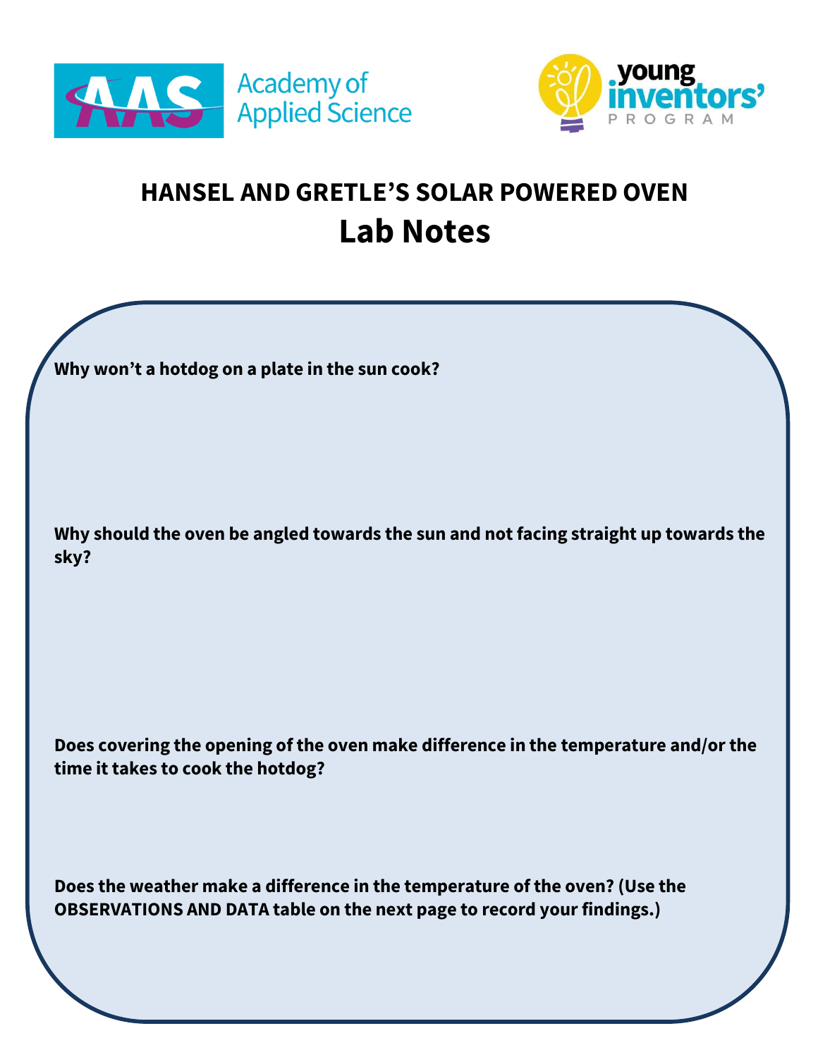Academy of Applied Science

young inventors' PROGRAM

# HANSEL AND GRETLE'S SOLAR POWERED OVEN

## Lab Notes

**Why won't a hotdog on a plate in the sun cook?**

**Why should the oven be angled towards the sun and not facing straight up towards the sky?**

**Does covering the opening of the oven make difference in the temperature and/or the time it takes to cook the hotdog?**

**Does the weather make a difference in the temperature of the oven? (Use the OBSERVATIONS AND DATA table on the next page to record your findings.)**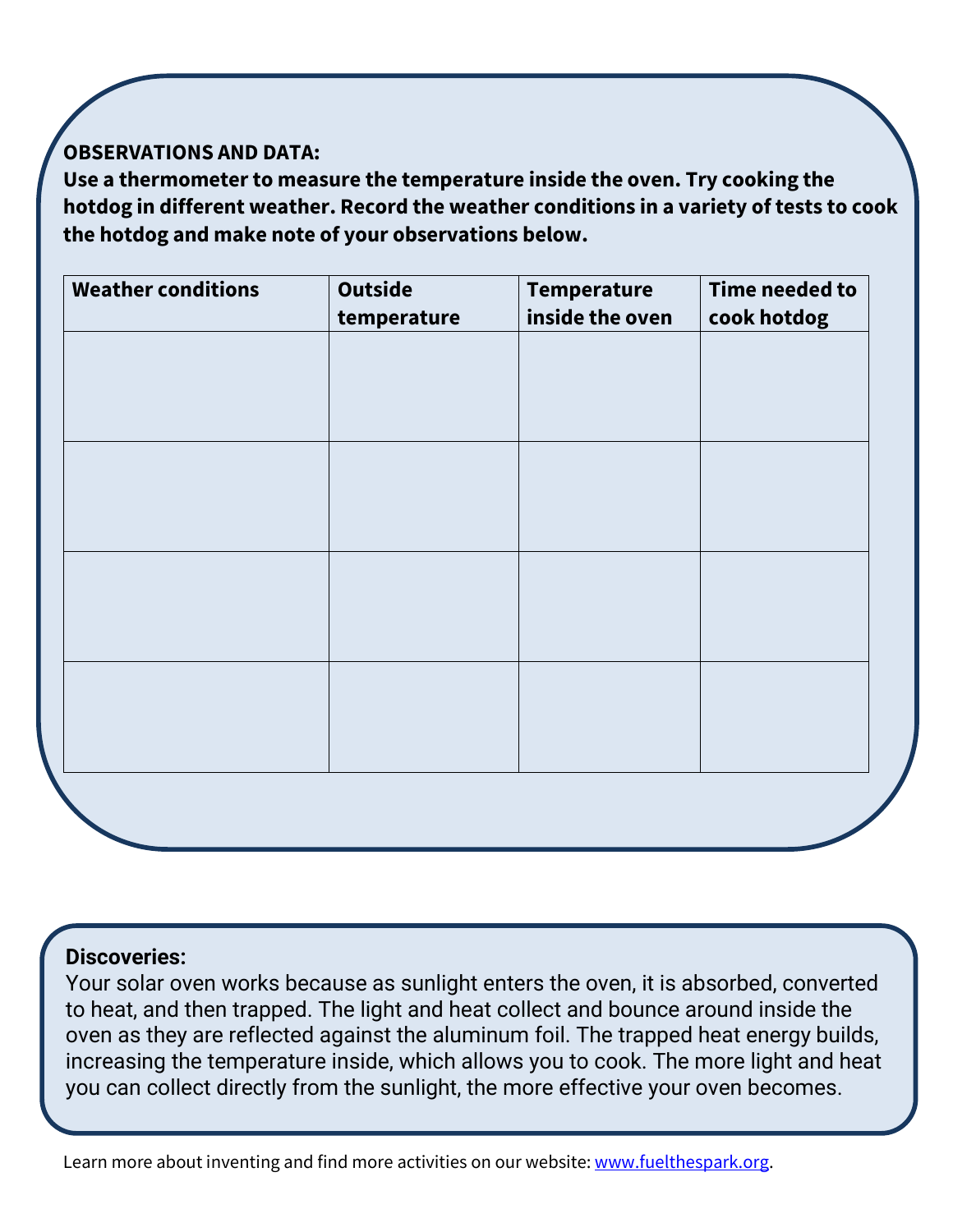**OBSERVATIONS AND DATA:**

**Use a thermometer to measure the temperature inside the oven. Try cooking the hotdog in different weather. Record the weather conditions in a variety of tests to cook the hotdog and make note of your observations below.**

| Weather conditions | Outside temperature | Temperature inside the oven | Time needed to cook hotdog |
|---|---|---|---|
| | | | |
| | | | |
| | | | |
| | | | |

**Discoveries:**

Your solar oven works because as sunlight enters the oven, it is absorbed, converted to heat, and then trapped. The light and heat collect and bounce around inside the oven as they are reflected against the aluminum foil. The trapped heat energy builds, increasing the temperature inside, which allows you to cook. The more light and heat you can collect directly from the sunlight, the more effective your oven becomes.

Learn more about inventing and find more activities on our website: [www.fuelthespark.org](http://www.fuelthespark.org).